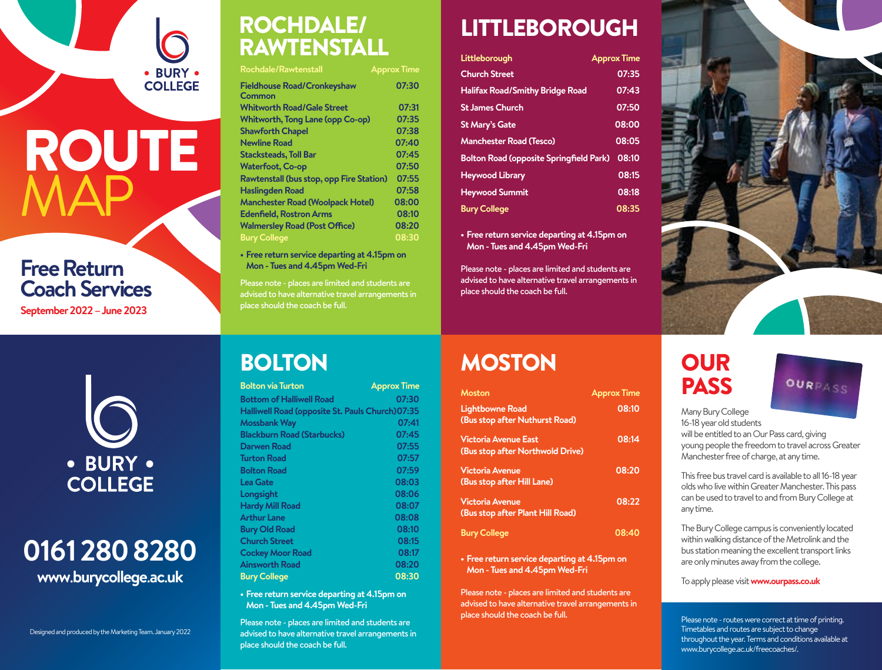• BURY • COLLEGE

# ROUTE MAP

## Free Return Coach Services

September 2022 – June 2023

## ROCHDALE/ RAWTENSTALL

| Rochdale/Rawtenstall | Approx Time |
|---|---|
| Fieldhouse Road/Cronkeyshaw Common | 07:30 |
| Whitworth Road/Gale Street | 07:31 |
| Whitworth, Tong Lane (opp Co-op) | 07:35 |
| Shawforth Chapel | 07:38 |
| Newline Road | 07:40 |
| Stacksteads, Toll Bar | 07:45 |
| Waterfoot, Co-op | 07:50 |
| Rawtenstall (bus stop, opp Fire Station) | 07:55 |
| Haslingden Road | 07:58 |
| Manchester Road (Woolpack Hotel) | 08:00 |
| Edenfield, Rostron Arms | 08:10 |
| Walmersley Road (Post Office) | 08:20 |
| Bury College | 08:30 |

- Free return service departing at 4.15pm on Mon - Tues and 4.45pm Wed-Fri

Please note - places are limited and students are advised to have alternative travel arrangements in place should the coach be full.

## LITTLEBOROUGH

| Littleborough | Approx Time |
|---|---|
| Church Street | 07:35 |
| Halifax Road/Smithy Bridge Road | 07:43 |
| St James Church | 07:50 |
| St Mary's Gate | 08:00 |
| Manchester Road (Tesco) | 08:05 |
| Bolton Road (opposite Springfield Park) | 08:10 |
| Heywood Library | 08:15 |
| Heywood Summit | 08:18 |
| Bury College | 08:35 |

- Free return service departing at 4.15pm on Mon - Tues and 4.45pm Wed-Fri

Please note - places are limited and students are advised to have alternative travel arrangements in place should the coach be full.

• BURY • COLLEGE

## 0161 280 8280

www.burycollege.ac.uk

Designed and produced by the Marketing Team. January 2022

## BOLTON

| Bolton via Turton | Approx Time |
|---|---|
| Bottom of Halliwell Road | 07:30 |
| Halliwell Road (opposite St. Pauls Church) | 07:35 |
| Mossbank Way | 07:41 |
| Blackburn Road (Starbucks) | 07:45 |
| Darwen Road | 07:55 |
| Turton Road | 07:57 |
| Bolton Road | 07:59 |
| Lea Gate | 08:03 |
| Longsight | 08:06 |
| Hardy Mill Road | 08:07 |
| Arthur Lane | 08:08 |
| Bury Old Road | 08:10 |
| Church Street | 08:15 |
| Cockey Moor Road | 08:17 |
| Ainsworth Road | 08:20 |
| Bury College | 08:30 |

- Free return service departing at 4.15pm on Mon - Tues and 4.45pm Wed-Fri

Please note - places are limited and students are advised to have alternative travel arrangements in place should the coach be full.

## MOSTON

| Moston | Approx Time |
|---|---|
| Lightbowne Road (Bus stop after Nuthurst Road) | 08:10 |
| Victoria Avenue East (Bus stop after Northwold Drive) | 08:14 |
| Victoria Avenue (Bus stop after Hill Lane) | 08:20 |
| Victoria Avenue (Bus stop after Plant Hill Road) | 08:22 |
| Bury College | 08:40 |

- Free return service departing at 4.15pm on Mon - Tues and 4.45pm Wed-Fri

Please note - places are limited and students are advised to have alternative travel arrangements in place should the coach be full.

## OUR PASS

Many Bury College 16-18 year old students will be entitled to an Our Pass card, giving young people the freedom to travel across Greater Manchester free of charge, at any time.

This free bus travel card is available to all 16-18 year olds who live within Greater Manchester. This pass can be used to travel to and from Bury College at any time.

The Bury College campus is conveniently located within walking distance of the Metrolink and the bus station meaning the excellent transport links are only minutes away from the college.

To apply please visit **www.ourpass.co.uk**

Please note - routes were correct at time of printing. Timetables and routes are subject to change throughout the year. Terms and conditions available at www.burycollege.ac.uk/freecoaches/.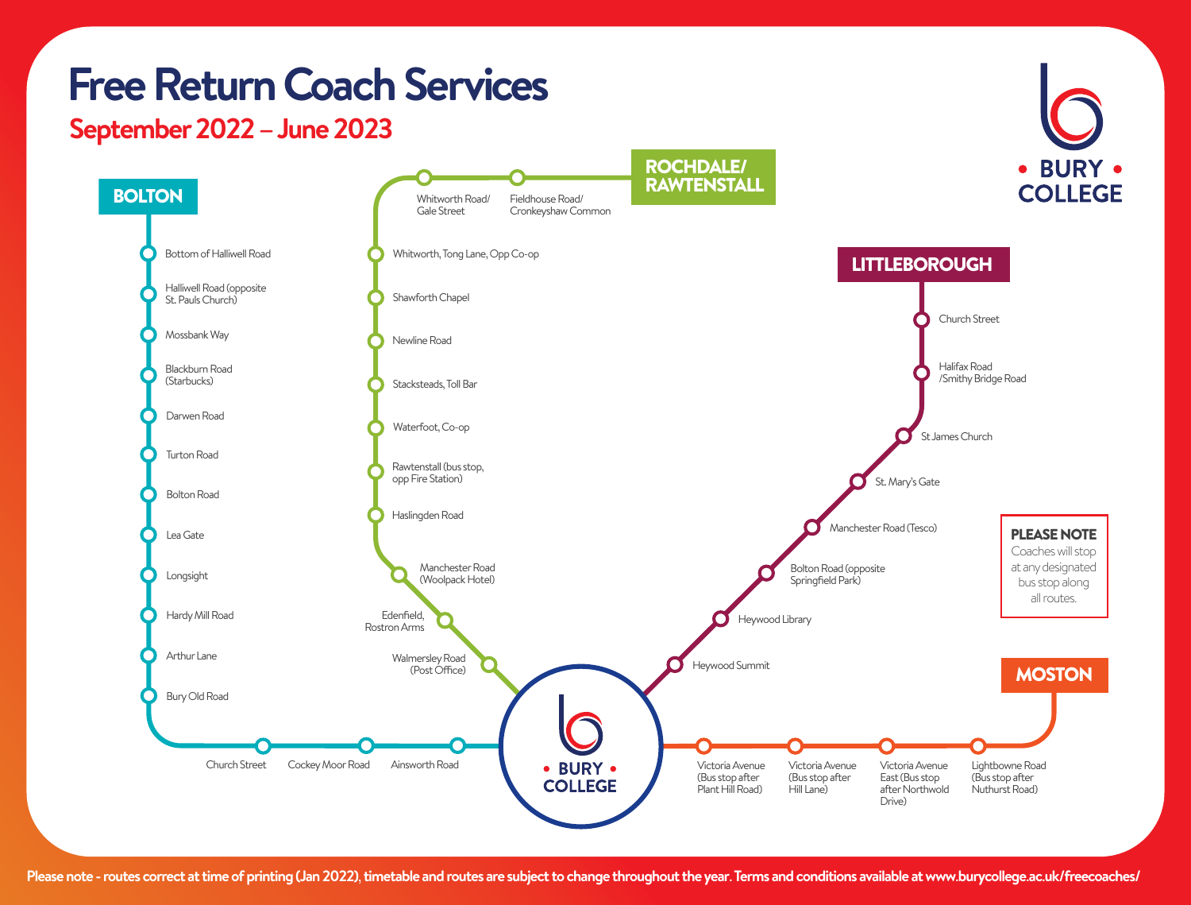# Free Return Coach Services

## September 2022 – June 2023

**BURY COLLEGE**

### BOLTON

- Bottom of Halliwell Road
- Halliwell Road (opposite St. Pauls Church)
- Mossbank Way
- Blackburn Road (Starbucks)
- Darwen Road
- Turton Road
- Bolton Road
- Lea Gate
- Longsight
- Hardy Mill Road
- Arthur Lane
- Bury Old Road
- Church Street
- Cockey Moor Road
- Ainsworth Road

### ROCHDALE/ RAWTENSTALL

- Fieldhouse Road/ Cronkeyshaw Common
- Whitworth Road/ Gale Street
- Whitworth, Tong Lane, Opp Co-op
- Shawforth Chapel
- Newline Road
- Stacksteads, Toll Bar
- Waterfoot, Co-op
- Rawtenstall (bus stop, opp Fire Station)
- Haslingden Road
- Manchester Road (Woolpack Hotel)
- Edenfield, Rostron Arms
- Walmersley Road (Post Office)

### LITTLEBOROUGH

- Church Street
- Halifax Road /Smithy Bridge Road
- St James Church
- St. Mary's Gate
- Manchester Road (Tesco)
- Bolton Road (opposite Springfield Park)
- Heywood Library
- Heywood Summit

### MOSTON

- Lightbowne Road (Bus stop after Nuthurst Road)
- Victoria Avenue East (Bus stop after Northwold Drive)
- Victoria Avenue (Bus stop after Hill Lane)
- Victoria Avenue (Bus stop after Plant Hill Road)

**BURY COLLEGE**

**PLEASE NOTE**
Coaches will stop at any designated bus stop along all routes.

**Please note - routes correct at time of printing (Jan 2022), timetable and routes are subject to change throughout the year. Terms and conditions available at www.burycollege.ac.uk/freecoaches/**